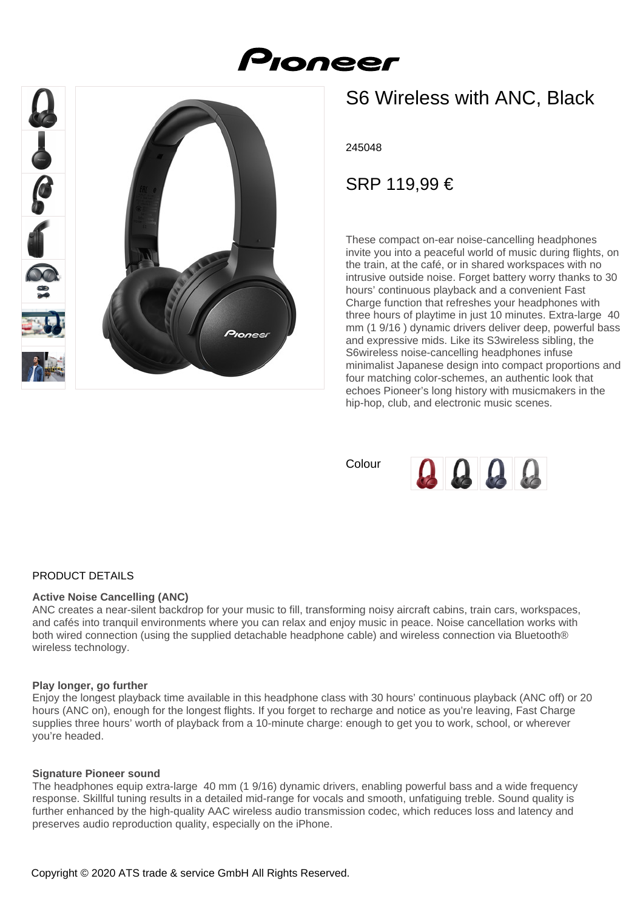# S6 Wireless with ANC, Black

245048

## SRP 119,99 €

These compact on-ear noise-cancelling headphones invite you into a peaceful world of music during flights, on the train, at the café, or in shared workspaces with no intrusive outside noise. Forget battery worry thanks to 30 hours' continuous playback and a convenient Fast Charge function that refreshes your headphones with three hours of playtime in just 10 minutes. Extra-large 40 mm (1 9/16 ) dynamic drivers deliver deep, powerful bass and expressive mids. Like its S3wireless sibling, the S6wireless noise-cancelling headphones infuse minimalist Japanese design into compact proportions and four matching color-schemes, an authentic look that echoes Pioneer's long history with musicmakers in the hip-hop, club, and electronic music scenes.

Colour

## PRODUCT DETAILS

**Active Noise Cancelling (ANC)**
ANC creates a near-silent backdrop for your music to fill, transforming noisy aircraft cabins, train cars, workspaces, and cafés into tranquil environments where you can relax and enjoy music in peace. Noise cancellation works with both wired connection (using the supplied detachable headphone cable) and wireless connection via Bluetooth® wireless technology.

**Play longer, go further**
Enjoy the longest playback time available in this headphone class with 30 hours' continuous playback (ANC off) or 20 hours (ANC on), enough for the longest flights. If you forget to recharge and notice as you're leaving, Fast Charge supplies three hours' worth of playback from a 10-minute charge: enough to get you to work, school, or wherever you're headed.

**Signature Pioneer sound**
The headphones equip extra-large 40 mm (1 9/16) dynamic drivers, enabling powerful bass and a wide frequency response. Skillful tuning results in a detailed mid-range for vocals and smooth, unfatiguing treble. Sound quality is further enhanced by the high-quality AAC wireless audio transmission codec, which reduces loss and latency and preserves audio reproduction quality, especially on the iPhone.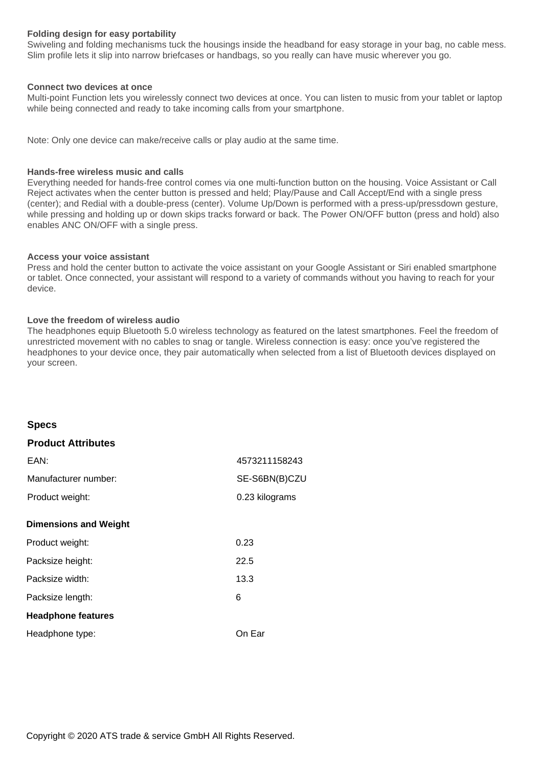**Folding design for easy portability**

Swiveling and folding mechanisms tuck the housings inside the headband for easy storage in your bag, no cable mess. Slim profile lets it slip into narrow briefcases or handbags, so you really can have music wherever you go.

**Connect two devices at once**

Multi-point Function lets you wirelessly connect two devices at once. You can listen to music from your tablet or laptop while being connected and ready to take incoming calls from your smartphone.

Note: Only one device can make/receive calls or play audio at the same time.

**Hands-free wireless music and calls**

Everything needed for hands-free control comes via one multi-function button on the housing. Voice Assistant or Call Reject activates when the center button is pressed and held; Play/Pause and Call Accept/End with a single press (center); and Redial with a double-press (center). Volume Up/Down is performed with a press-up/pressdown gesture, while pressing and holding up or down skips tracks forward or back. The Power ON/OFF button (press and hold) also enables ANC ON/OFF with a single press.

**Access your voice assistant**

Press and hold the center button to activate the voice assistant on your Google Assistant or Siri enabled smartphone or tablet. Once connected, your assistant will respond to a variety of commands without you having to reach for your device.

**Love the freedom of wireless audio**

The headphones equip Bluetooth 5.0 wireless technology as featured on the latest smartphones. Feel the freedom of unrestricted movement with no cables to snag or tangle. Wireless connection is easy: once you've registered the headphones to your device once, they pair automatically when selected from a list of Bluetooth devices displayed on your screen.

## Specs

### Product Attributes

| | |
|---|---|
| EAN: | 4573211158243 |
| Manufacturer number: | SE-S6BN(B)CZU |
| Product weight: | 0.23 kilograms |

### Dimensions and Weight

| | |
|---|---|
| Product weight: | 0.23 |
| Packsize height: | 22.5 |
| Packsize width: | 13.3 |
| Packsize length: | 6 |

### Headphone features

| | |
|---|---|
| Headphone type: | On Ear |

Copyright © 2020 ATS trade & service GmbH All Rights Reserved.